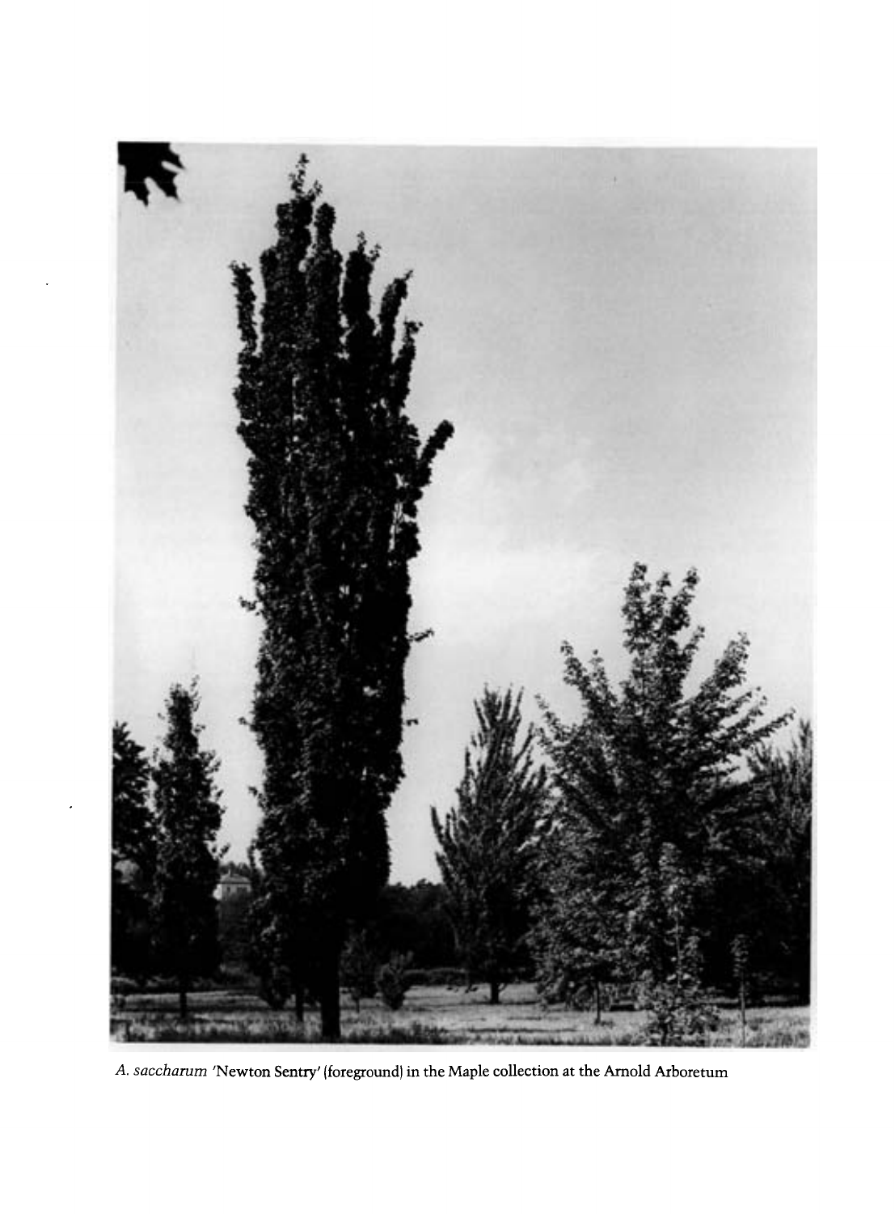*A. saccharum* 'Newton Sentry' (foreground) in the Maple collection at the Arnold Arboretum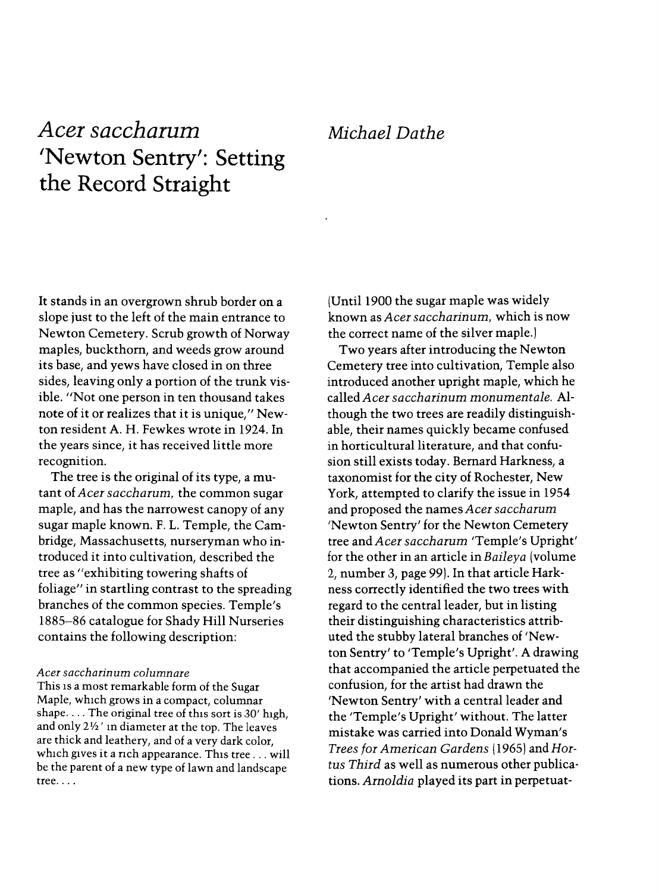# *Acer saccharum* 'Newton Sentry': Setting the Record Straight

*Michael Dathe*

It stands in an overgrown shrub border on a slope just to the left of the main entrance to Newton Cemetery. Scrub growth of Norway maples, buckthorn, and weeds grow around its base, and yews have closed in on three sides, leaving only a portion of the trunk visible. "Not one person in ten thousand takes note of it or realizes that it is unique," Newton resident A. H. Fewkes wrote in 1924. In the years since, it has received little more recognition.

The tree is the original of its type, a mutant of *Acer saccharum,* the common sugar maple, and has the narrowest canopy of any sugar maple known. F. L. Temple, the Cambridge, Massachusetts, nurseryman who introduced it into cultivation, described the tree as "exhibiting towering shafts of foliage" in startling contrast to the spreading branches of the common species. Temple's 1885–86 catalogue for Shady Hill Nurseries contains the following description:

> *Acer saccharinum columnare*
> This is a most remarkable form of the Sugar Maple, which grows in a compact, columnar shape. . . . The original tree of this sort is 30′ high, and only 2½′ in diameter at the top. The leaves are thick and leathery, and of a very dark color, which gives it a rich appearance. This tree . . . will be the parent of a new type of lawn and landscape tree. . . .

(Until 1900 the sugar maple was widely known as *Acer saccharinum,* which is now the correct name of the silver maple.)

Two years after introducing the Newton Cemetery tree into cultivation, Temple also introduced another upright maple, which he called *Acer saccharinum monumentale.* Although the two trees are readily distinguishable, their names quickly became confused in horticultural literature, and that confusion still exists today. Bernard Harkness, a taxonomist for the city of Rochester, New York, attempted to clarify the issue in 1954 and proposed the names *Acer saccharum* 'Newton Sentry' for the Newton Cemetery tree and *Acer saccharum* 'Temple's Upright' for the other in an article in *Baileya* (volume 2, number 3, page 99). In that article Harkness correctly identified the two trees with regard to the central leader, but in listing their distinguishing characteristics attributed the stubby lateral branches of 'Newton Sentry' to 'Temple's Upright'. A drawing that accompanied the article perpetuated the confusion, for the artist had drawn the 'Newton Sentry' with a central leader and the 'Temple's Upright' without. The latter mistake was carried into Donald Wyman's *Trees for American Gardens* (1965) and *Hortus Third* as well as numerous other publications. *Arnoldia* played its part in perpetuat-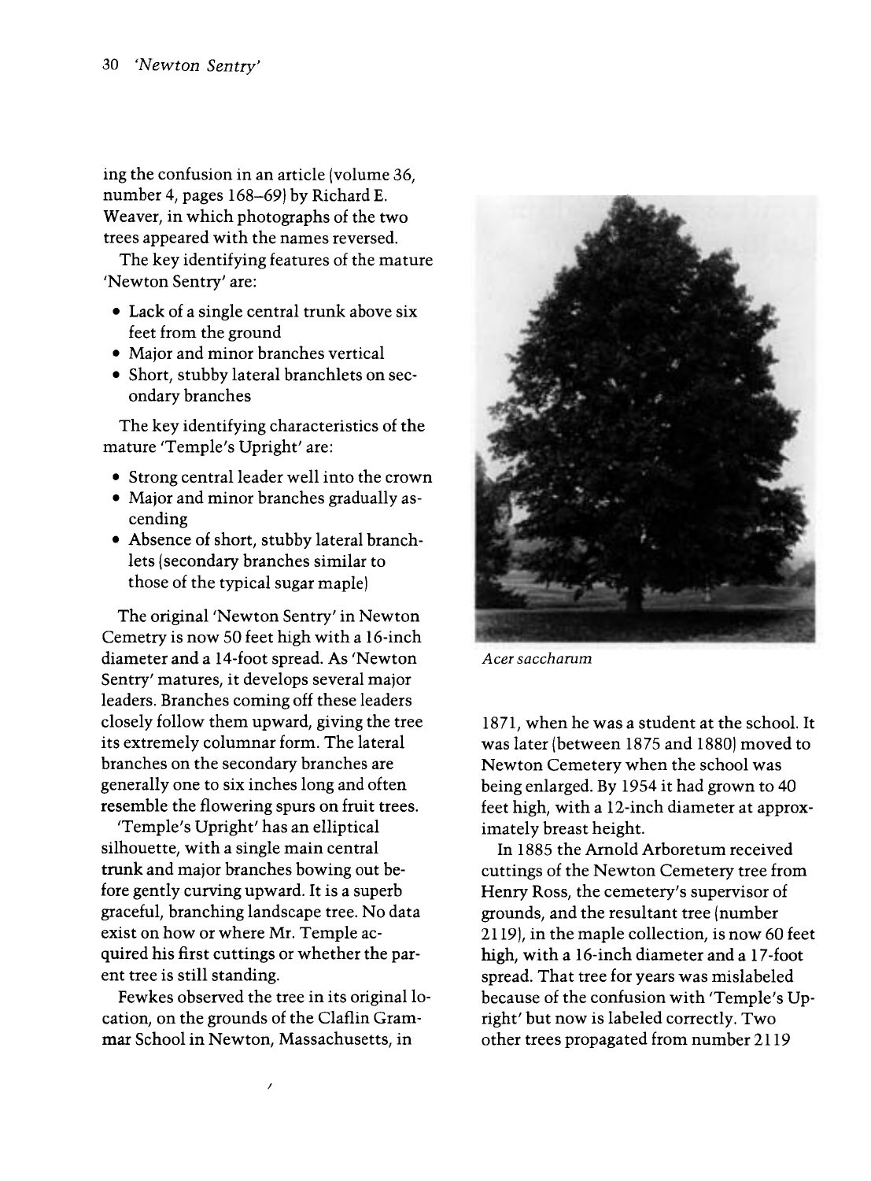ing the confusion in an article (volume 36, number 4, pages 168–69) by Richard E. Weaver, in which photographs of the two trees appeared with the names reversed.

The key identifying features of the mature 'Newton Sentry' are:

- Lack of a single central trunk above six feet from the ground
- Major and minor branches vertical
- Short, stubby lateral branchlets on secondary branches

The key identifying characteristics of the mature 'Temple's Upright' are:

- Strong central leader well into the crown
- Major and minor branches gradually ascending
- Absence of short, stubby lateral branchlets (secondary branches similar to those of the typical sugar maple)

The original 'Newton Sentry' in Newton Cemetry is now 50 feet high with a 16-inch diameter and a 14-foot spread. As 'Newton Sentry' matures, it develops several major leaders. Branches coming off these leaders closely follow them upward, giving the tree its extremely columnar form. The lateral branches on the secondary branches are generally one to six inches long and often resemble the flowering spurs on fruit trees.

'Temple's Upright' has an elliptical silhouette, with a single main central trunk and major branches bowing out before gently curving upward. It is a superb graceful, branching landscape tree. No data exist on how or where Mr. Temple acquired his first cuttings or whether the parent tree is still standing.

Fewkes observed the tree in its original location, on the grounds of the Claflin Grammar School in Newton, Massachusetts, in 1871, when he was a student at the school. It was later (between 1875 and 1880) moved to Newton Cemetery when the school was being enlarged. By 1954 it had grown to 40 feet high, with a 12-inch diameter at approximately breast height.

*Acer saccharum*

In 1885 the Arnold Arboretum received cuttings of the Newton Cemetery tree from Henry Ross, the cemetery's supervisor of grounds, and the resultant tree (number 2119), in the maple collection, is now 60 feet high, with a 16-inch diameter and a 17-foot spread. That tree for years was mislabeled because of the confusion with 'Temple's Upright' but now is labeled correctly. Two other trees propagated from number 2119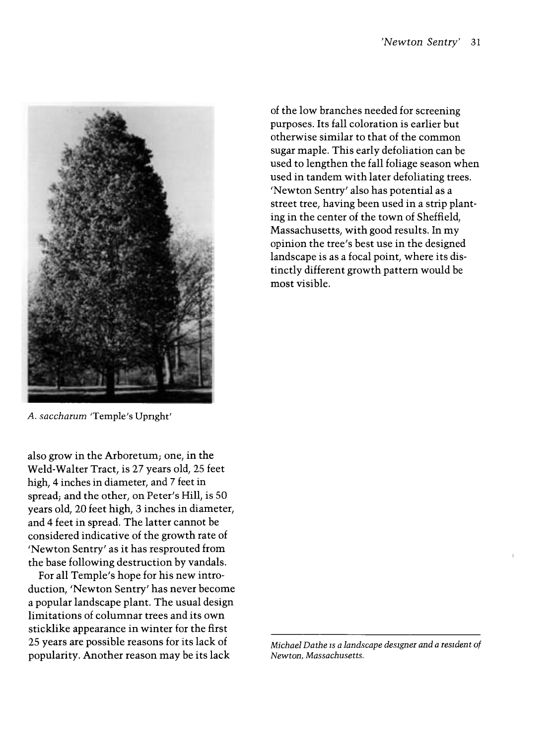*A. saccharum* 'Temple's Upright'

also grow in the Arboretum; one, in the Weld-Walter Tract, is 27 years old, 25 feet high, 4 inches in diameter, and 7 feet in spread; and the other, on Peter's Hill, is 50 years old, 20 feet high, 3 inches in diameter, and 4 feet in spread. The latter cannot be considered indicative of the growth rate of 'Newton Sentry' as it has resprouted from the base following destruction by vandals.

For all Temple's hope for his new introduction, 'Newton Sentry' has never become a popular landscape plant. The usual design limitations of columnar trees and its own sticklike appearance in winter for the first 25 years are possible reasons for its lack of popularity. Another reason may be its lack of the low branches needed for screening purposes. Its fall coloration is earlier but otherwise similar to that of the common sugar maple. This early defoliation can be used to lengthen the fall foliage season when used in tandem with later defoliating trees. 'Newton Sentry' also has potential as a street tree, having been used in a strip planting in the center of the town of Sheffield, Massachusetts, with good results. In my opinion the tree's best use in the designed landscape is as a focal point, where its distinctly different growth pattern would be most visible.

---

*Michael Dathe is a landscape designer and a resident of Newton, Massachusetts.*